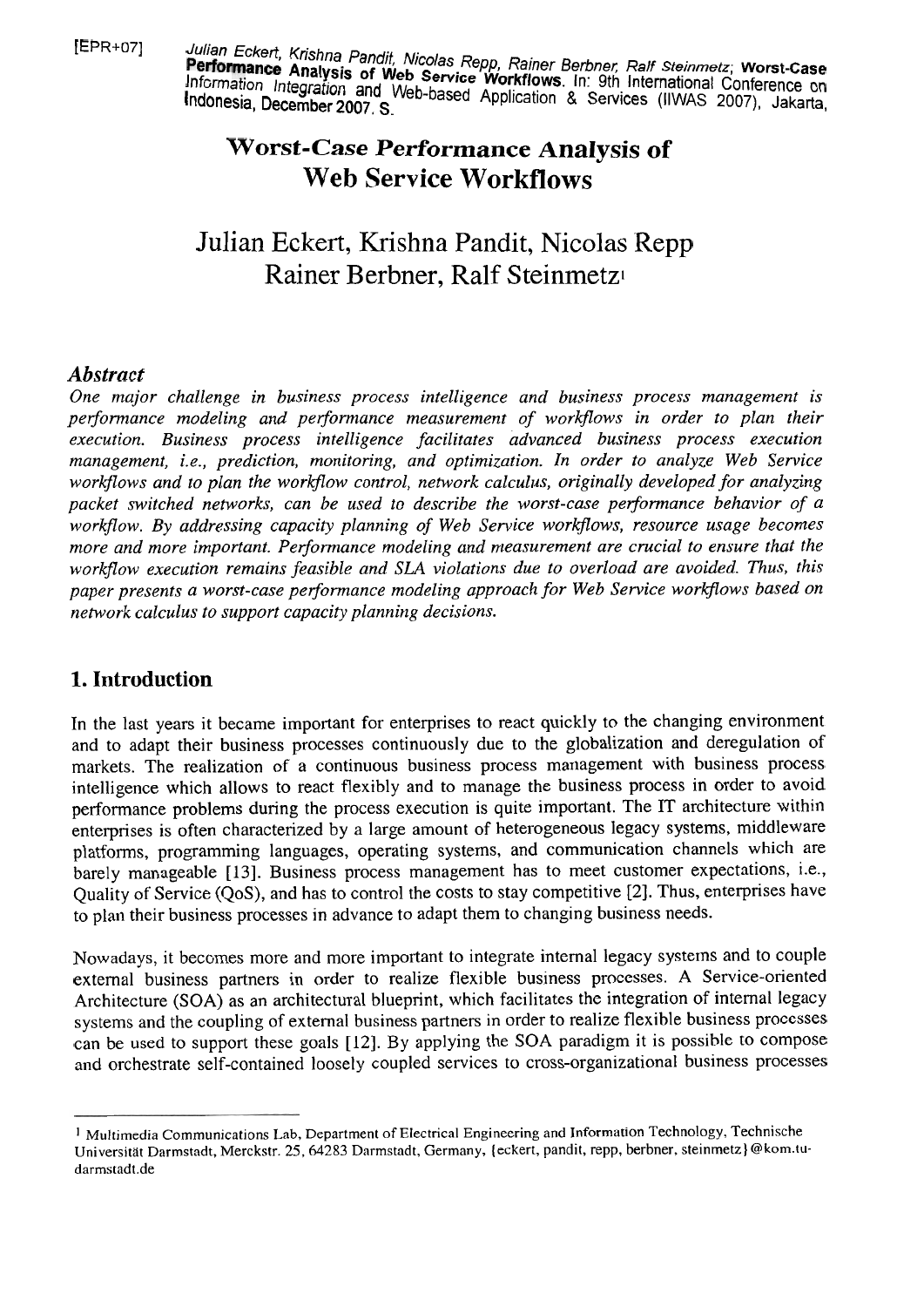[EPR+07] Julian Eckert, Krishna Pandit, Nicolas Repp, Rainer Berbner, Ralf Steinmetz; **Worst-Case Performance Analysis of Web Service Workflows**. In: 9th International Conference on Information Integration and Web-based Application & Services (IIWAS 2007), Jakarta, Indonesia, December 2007. S.

# Worst-Case Performance Analysis of Web Service Workflows

## Julian Eckert, Krishna Pandit, Nicolas Repp Rainer Berbner, Ralf Steinmetz[1]

### *Abstract*

*One major challenge in business process intelligence and business process management is performance modeling and performance measurement of workflows in order to plan their execution. Business process intelligence facilitates advanced business process execution management, i.e., prediction, monitoring, and optimization. In order to analyze Web Service workflows and to plan the workflow control, network calculus, originally developed for analyzing packet switched networks, can be used to describe the worst-case performance behavior of a workflow. By addressing capacity planning of Web Service workflows, resource usage becomes more and more important. Performance modeling and measurement are crucial to ensure that the workflow execution remains feasible and SLA violations due to overload are avoided. Thus, this paper presents a worst-case performance modeling approach for Web Service workflows based on network calculus to support capacity planning decisions.*

## 1. Introduction

In the last years it became important for enterprises to react quickly to the changing environment and to adapt their business processes continuously due to the globalization and deregulation of markets. The realization of a continuous business process management with business process intelligence which allows to react flexibly and to manage the business process in order to avoid performance problems during the process execution is quite important. The IT architecture within enterprises is often characterized by a large amount of heterogeneous legacy systems, middleware platforms, programming languages, operating systems, and communication channels which are barely manageable [13]. Business process management has to meet customer expectations, i.e., Quality of Service (QoS), and has to control the costs to stay competitive [2]. Thus, enterprises have to plan their business processes in advance to adapt them to changing business needs.

Nowadays, it becomes more and more important to integrate internal legacy systems and to couple external business partners in order to realize flexible business processes. A Service-oriented Architecture (SOA) as an architectural blueprint, which facilitates the integration of internal legacy systems and the coupling of external business partners in order to realize flexible business processes can be used to support these goals [12]. By applying the SOA paradigm it is possible to compose and orchestrate self-contained loosely coupled services to cross-organizational business processes

---

[1] Multimedia Communications Lab, Department of Electrical Engineering and Information Technology, Technische Universität Darmstadt, Merckstr. 25, 64283 Darmstadt, Germany, {eckert, pandit, repp, berbner, steinmetz}@kom.tu-darmstadt.de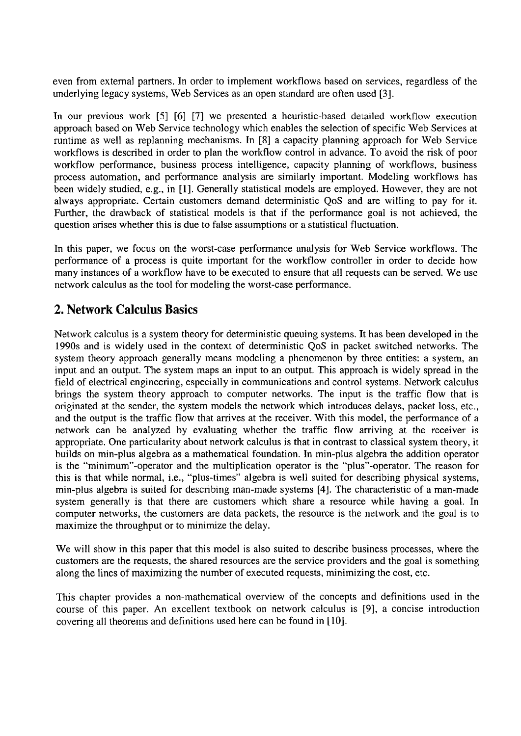even from external partners. In order to implement workflows based on services, regardless of the underlying legacy systems, Web Services as an open standard are often used [3].

In our previous work [5] [6] [7] we presented a heuristic-based detailed workflow execution approach based on Web Service technology which enables the selection of specific Web Services at runtime as well as replanning mechanisms. In [8] a capacity planning approach for Web Service workflows is described in order to plan the workflow control in advance. To avoid the risk of poor workflow performance, business process intelligence, capacity planning of workflows, business process automation, and performance analysis are similarly important. Modeling workflows has been widely studied, e.g., in [1]. Generally statistical models are employed. However, they are not always appropriate. Certain customers demand deterministic QoS and are willing to pay for it. Further, the drawback of statistical models is that if the performance goal is not achieved, the question arises whether this is due to false assumptions or a statistical fluctuation.

In this paper, we focus on the worst-case performance analysis for Web Service workflows. The performance of a process is quite important for the workflow controller in order to decide how many instances of a workflow have to be executed to ensure that all requests can be served. We use network calculus as the tool for modeling the worst-case performance.

## 2. Network Calculus Basics

Network calculus is a system theory for deterministic queuing systems. It has been developed in the 1990s and is widely used in the context of deterministic QoS in packet switched networks. The system theory approach generally means modeling a phenomenon by three entities: a system, an input and an output. The system maps an input to an output. This approach is widely spread in the field of electrical engineering, especially in communications and control systems. Network calculus brings the system theory approach to computer networks. The input is the traffic flow that is originated at the sender, the system models the network which introduces delays, packet loss, etc., and the output is the traffic flow that arrives at the receiver. With this model, the performance of a network can be analyzed by evaluating whether the traffic flow arriving at the receiver is appropriate. One particularity about network calculus is that in contrast to classical system theory, it builds on min-plus algebra as a mathematical foundation. In min-plus algebra the addition operator is the "minimum"-operator and the multiplication operator is the "plus"-operator. The reason for this is that while normal, i.e., "plus-times" algebra is well suited for describing physical systems, min-plus algebra is suited for describing man-made systems [4]. The characteristic of a man-made system generally is that there are customers which share a resource while having a goal. In computer networks, the customers are data packets, the resource is the network and the goal is to maximize the throughput or to minimize the delay.

We will show in this paper that this model is also suited to describe business processes, where the customers are the requests, the shared resources are the service providers and the goal is something along the lines of maximizing the number of executed requests, minimizing the cost, etc.

This chapter provides a non-mathematical overview of the concepts and definitions used in the course of this paper. An excellent textbook on network calculus is [9], a concise introduction covering all theorems and definitions used here can be found in [10].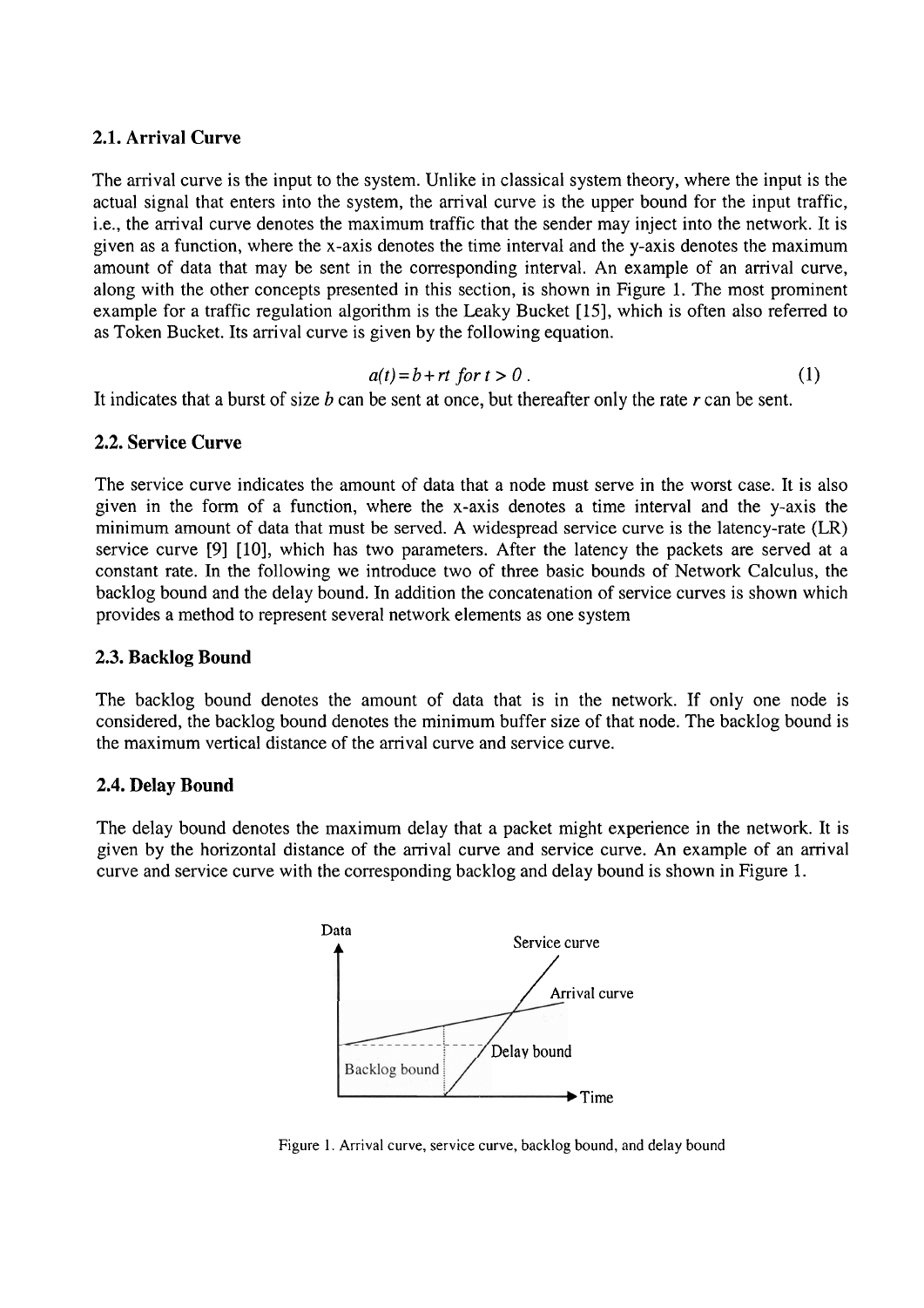## 2.1. Arrival Curve

The arrival curve is the input to the system. Unlike in classical system theory, where the input is the actual signal that enters into the system, the arrival curve is the upper bound for the input traffic, i.e., the arrival curve denotes the maximum traffic that the sender may inject into the network. It is given as a function, where the x-axis denotes the time interval and the y-axis denotes the maximum amount of data that may be sent in the corresponding interval. An example of an arrival curve, along with the other concepts presented in this section, is shown in Figure 1. The most prominent example for a traffic regulation algorithm is the Leaky Bucket [15], which is often also referred to as Token Bucket. Its arrival curve is given by the following equation.

$$a(t) = b + rt \;\; for\; t > 0 \; . \tag{1}$$

It indicates that a burst of size $b$ can be sent at once, but thereafter only the rate $r$ can be sent.

## 2.2. Service Curve

The service curve indicates the amount of data that a node must serve in the worst case. It is also given in the form of a function, where the x-axis denotes a time interval and the y-axis the minimum amount of data that must be served. A widespread service curve is the latency-rate (LR) service curve [9] [10], which has two parameters. After the latency the packets are served at a constant rate. In the following we introduce two of three basic bounds of Network Calculus, the backlog bound and the delay bound. In addition the concatenation of service curves is shown which provides a method to represent several network elements as one system

## 2.3. Backlog Bound

The backlog bound denotes the amount of data that is in the network. If only one node is considered, the backlog bound denotes the minimum buffer size of that node. The backlog bound is the maximum vertical distance of the arrival curve and service curve.

## 2.4. Delay Bound

The delay bound denotes the maximum delay that a packet might experience in the network. It is given by the horizontal distance of the arrival curve and service curve. An example of an arrival curve and service curve with the corresponding backlog and delay bound is shown in Figure 1.

Figure 1. Arrival curve, service curve, backlog bound, and delay bound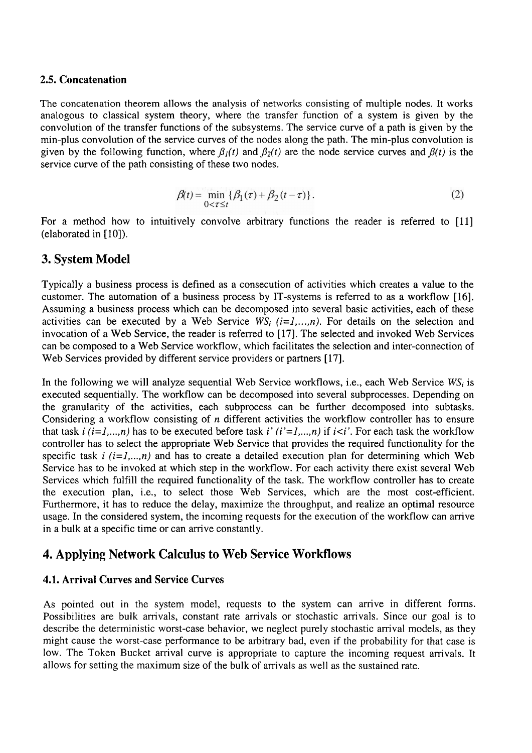### 2.5. Concatenation

The concatenation theorem allows the analysis of networks consisting of multiple nodes. It works analogous to classical system theory, where the transfer function of a system is given by the convolution of the transfer functions of the subsystems. The service curve of a path is given by the min-plus convolution of the service curves of the nodes along the path. The min-plus convolution is given by the following function, where $\beta_1(t)$ and $\beta_2(t)$ are the node service curves and $\beta(t)$ is the service curve of the path consisting of these two nodes.

$$\beta(t) = \min_{0<\tau\leq t} \{\beta_1(\tau) + \beta_2(t-\tau)\}. \tag{2}$$

For a method how to intuitively convolve arbitrary functions the reader is referred to [11] (elaborated in [10]).

## 3. System Model

Typically a business process is defined as a consecution of activities which creates a value to the customer. The automation of a business process by IT-systems is referred to as a workflow [16]. Assuming a business process which can be decomposed into several basic activities, each of these activities can be executed by a Web Service $WS_i$ $(i=1,\ldots,n)$. For details on the selection and invocation of a Web Service, the reader is referred to [17]. The selected and invoked Web Services can be composed to a Web Service workflow, which facilitates the selection and inter-connection of Web Services provided by different service providers or partners [17].

In the following we will analyze sequential Web Service workflows, i.e., each Web Service $WS_i$ is executed sequentially. The workflow can be decomposed into several subprocesses. Depending on the granularity of the activities, each subprocess can be further decomposed into subtasks. Considering a workflow consisting of $n$ different activities the workflow controller has to ensure that task $i$ $(i=1,\ldots,n)$ has to be executed before task $i'$ $(i'=1,\ldots,n)$ if $i<i'$. For each task the workflow controller has to select the appropriate Web Service that provides the required functionality for the specific task $i$ $(i=1,\ldots,n)$ and has to create a detailed execution plan for determining which Web Service has to be invoked at which step in the workflow. For each activity there exist several Web Services which fulfill the required functionality of the task. The workflow controller has to create the execution plan, i.e., to select those Web Services, which are the most cost-efficient. Furthermore, it has to reduce the delay, maximize the throughput, and realize an optimal resource usage. In the considered system, the incoming requests for the execution of the workflow can arrive in a bulk at a specific time or can arrive constantly.

## 4. Applying Network Calculus to Web Service Workflows

### 4.1. Arrival Curves and Service Curves

As pointed out in the system model, requests to the system can arrive in different forms. Possibilities are bulk arrivals, constant rate arrivals or stochastic arrivals. Since our goal is to describe the deterministic worst-case behavior, we neglect purely stochastic arrival models, as they might cause the worst-case performance to be arbitrary bad, even if the probability for that case is low. The Token Bucket arrival curve is appropriate to capture the incoming request arrivals. It allows for setting the maximum size of the bulk of arrivals as well as the sustained rate.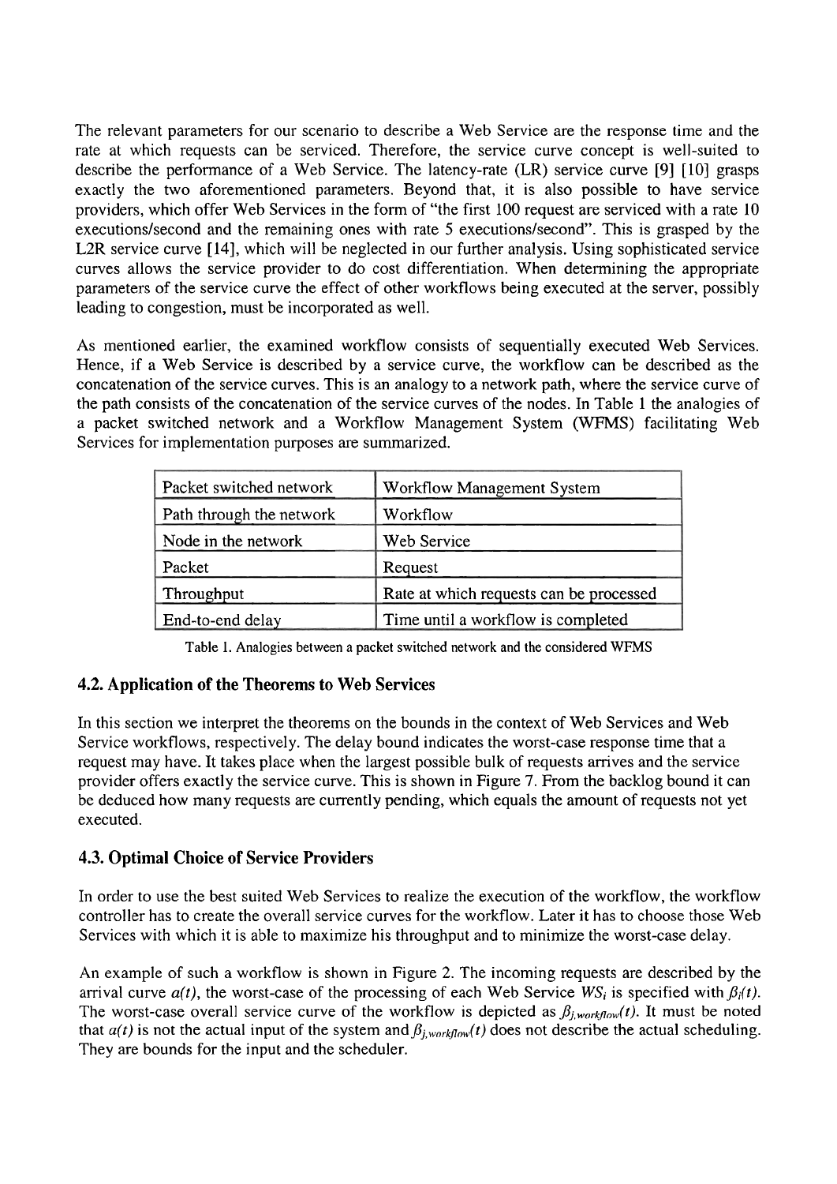The relevant parameters for our scenario to describe a Web Service are the response time and the rate at which requests can be serviced. Therefore, the service curve concept is well-suited to describe the performance of a Web Service. The latency-rate (LR) service curve [9] [10] grasps exactly the two aforementioned parameters. Beyond that, it is also possible to have service providers, which offer Web Services in the form of "the first 100 request are serviced with a rate 10 executions/second and the remaining ones with rate 5 executions/second". This is grasped by the L2R service curve [14], which will be neglected in our further analysis. Using sophisticated service curves allows the service provider to do cost differentiation. When determining the appropriate parameters of the service curve the effect of other workflows being executed at the server, possibly leading to congestion, must be incorporated as well.

As mentioned earlier, the examined workflow consists of sequentially executed Web Services. Hence, if a Web Service is described by a service curve, the workflow can be described as the concatenation of the service curves. This is an analogy to a network path, where the service curve of the path consists of the concatenation of the service curves of the nodes. In Table 1 the analogies of a packet switched network and a Workflow Management System (WFMS) facilitating Web Services for implementation purposes are summarized.

| Packet switched network | Workflow Management System |
|---|---|
| Path through the network | Workflow |
| Node in the network | Web Service |
| Packet | Request |
| Throughput | Rate at which requests can be processed |
| End-to-end delay | Time until a workflow is completed |

Table 1. Analogies between a packet switched network and the considered WFMS

### 4.2. Application of the Theorems to Web Services

In this section we interpret the theorems on the bounds in the context of Web Services and Web Service workflows, respectively. The delay bound indicates the worst-case response time that a request may have. It takes place when the largest possible bulk of requests arrives and the service provider offers exactly the service curve. This is shown in Figure 7. From the backlog bound it can be deduced how many requests are currently pending, which equals the amount of requests not yet executed.

### 4.3. Optimal Choice of Service Providers

In order to use the best suited Web Services to realize the execution of the workflow, the workflow controller has to create the overall service curves for the workflow. Later it has to choose those Web Services with which it is able to maximize his throughput and to minimize the worst-case delay.

An example of such a workflow is shown in Figure 2. The incoming requests are described by the arrival curve $a(t)$, the worst-case of the processing of each Web Service $WS_i$ is specified with $\beta_i(t)$. The worst-case overall service curve of the workflow is depicted as $\beta_{j,workflow}(t)$. It must be noted that $a(t)$ is not the actual input of the system and $\beta_{j,workflow}(t)$ does not describe the actual scheduling. They are bounds for the input and the scheduler.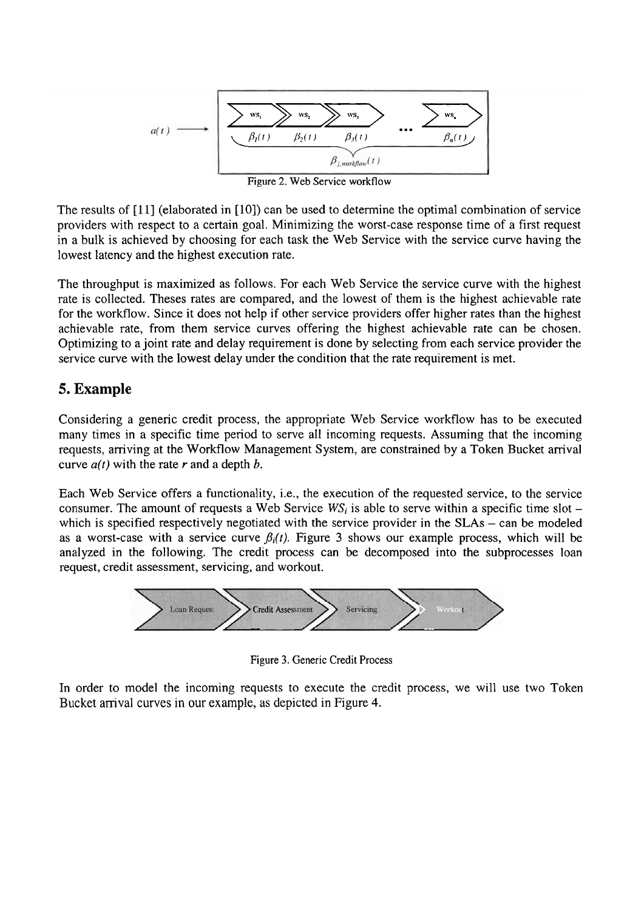Figure 2. Web Service workflow

The results of [11] (elaborated in [10]) can be used to determine the optimal combination of service providers with respect to a certain goal. Minimizing the worst-case response time of a first request in a bulk is achieved by choosing for each task the Web Service with the service curve having the lowest latency and the highest execution rate.

The throughput is maximized as follows. For each Web Service the service curve with the highest rate is collected. Theses rates are compared, and the lowest of them is the highest achievable rate for the workflow. Since it does not help if other service providers offer higher rates than the highest achievable rate, from them service curves offering the highest achievable rate can be chosen. Optimizing to a joint rate and delay requirement is done by selecting from each service provider the service curve with the lowest delay under the condition that the rate requirement is met.

## 5. Example

Considering a generic credit process, the appropriate Web Service workflow has to be executed many times in a specific time period to serve all incoming requests. Assuming that the incoming requests, arriving at the Workflow Management System, are constrained by a Token Bucket arrival curve $a(t)$ with the rate $r$ and a depth $b$.

Each Web Service offers a functionality, i.e., the execution of the requested service, to the service consumer. The amount of requests a Web Service $WS_i$ is able to serve within a specific time slot – which is specified respectively negotiated with the service provider in the SLAs – can be modeled as a worst-case with a service curve $\beta_i(t)$. Figure 3 shows our example process, which will be analyzed in the following. The credit process can be decomposed into the subprocesses loan request, credit assessment, servicing, and workout.

Figure 3. Generic Credit Process

In order to model the incoming requests to execute the credit process, we will use two Token Bucket arrival curves in our example, as depicted in Figure 4.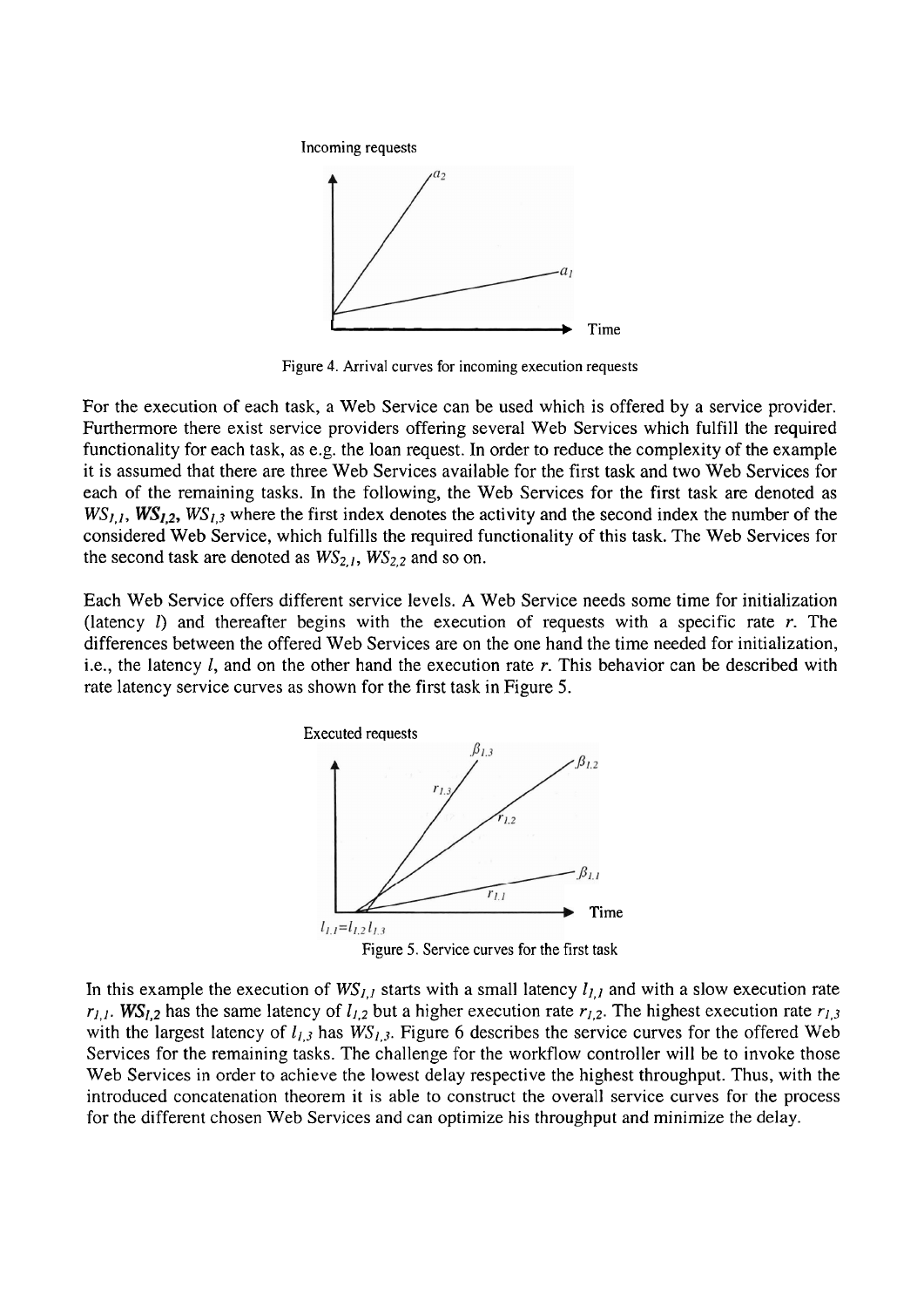Figure 4. Arrival curves for incoming execution requests

For the execution of each task, a Web Service can be used which is offered by a service provider. Furthermore there exist service providers offering several Web Services which fulfill the required functionality for each task, as e.g. the loan request. In order to reduce the complexity of the example it is assumed that there are three Web Services available for the first task and two Web Services for each of the remaining tasks. In the following, the Web Services for the first task are denoted as $WS_{1,1}$, $WS_{1,2}$, $WS_{1,3}$ where the first index denotes the activity and the second index the number of the considered Web Service, which fulfills the required functionality of this task. The Web Services for the second task are denoted as $WS_{2,1}$, $WS_{2,2}$ and so on.

Each Web Service offers different service levels. A Web Service needs some time for initialization (latency $l$) and thereafter begins with the execution of requests with a specific rate $r$. The differences between the offered Web Services are on the one hand the time needed for initialization, i.e., the latency $l$, and on the other hand the execution rate $r$. This behavior can be described with rate latency service curves as shown for the first task in Figure 5.

Figure 5. Service curves for the first task

In this example the execution of $WS_{1,1}$ starts with a small latency $l_{1,1}$ and with a slow execution rate $r_{1,1}$. $WS_{1,2}$ has the same latency of $l_{1,2}$ but a higher execution rate $r_{1,2}$. The highest execution rate $r_{1,3}$ with the largest latency of $l_{1,3}$ has $WS_{1,3}$. Figure 6 describes the service curves for the offered Web Services for the remaining tasks. The challenge for the workflow controller will be to invoke those Web Services in order to achieve the lowest delay respective the highest throughput. Thus, with the introduced concatenation theorem it is able to construct the overall service curves for the process for the different chosen Web Services and can optimize his throughput and minimize the delay.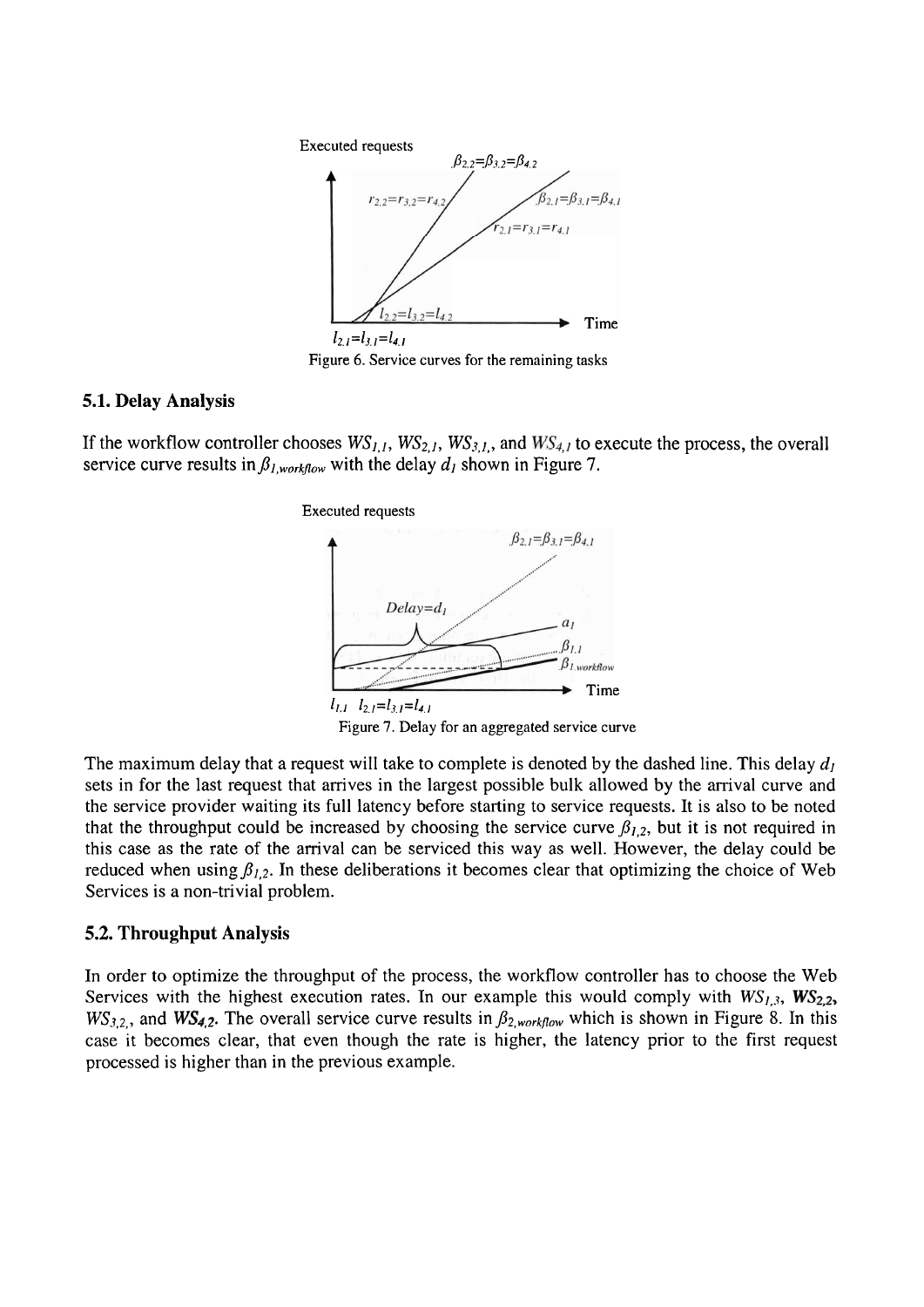Figure 6. Service curves for the remaining tasks

### 5.1. Delay Analysis

If the workflow controller chooses $WS_{1,1}$, $WS_{2,1}$, $WS_{3,1}$, and $WS_{4,1}$ to execute the process, the overall service curve results in $\beta_{1,workflow}$ with the delay $d_1$ shown in Figure 7.

Figure 7. Delay for an aggregated service curve

The maximum delay that a request will take to complete is denoted by the dashed line. This delay $d_1$ sets in for the last request that arrives in the largest possible bulk allowed by the arrival curve and the service provider waiting its full latency before starting to service requests. It is also to be noted that the throughput could be increased by choosing the service curve $\beta_{1,2}$, but it is not required in this case as the rate of the arrival can be serviced this way as well. However, the delay could be reduced when using $\beta_{1,2}$. In these deliberations it becomes clear that optimizing the choice of Web Services is a non-trivial problem.

### 5.2. Throughput Analysis

In order to optimize the throughput of the process, the workflow controller has to choose the Web Services with the highest execution rates. In our example this would comply with $WS_{1,3}$, $WS_{2,2}$, $WS_{3,2}$, and $WS_{4,2}$. The overall service curve results in $\beta_{2,workflow}$ which is shown in Figure 8. In this case it becomes clear, that even though the rate is higher, the latency prior to the first request processed is higher than in the previous example.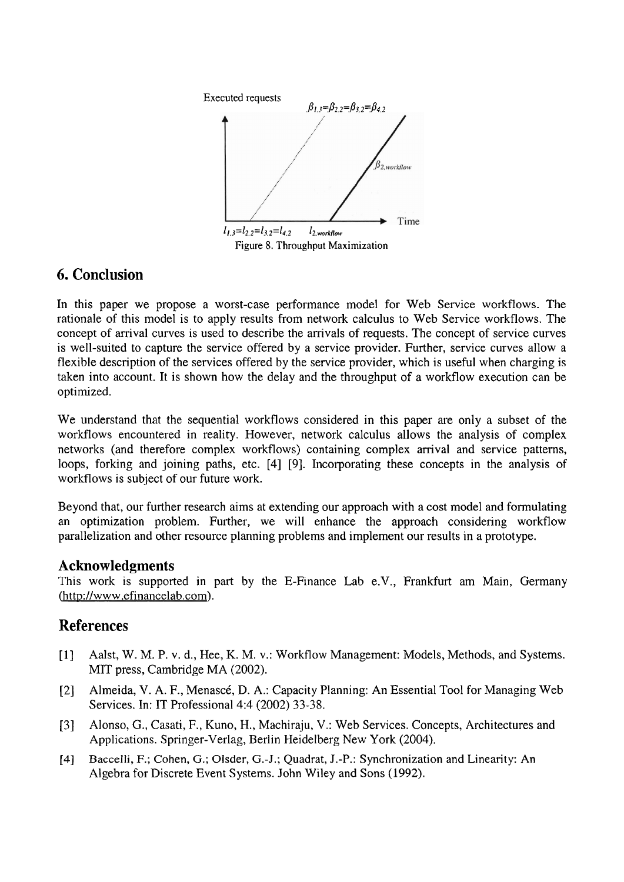Figure 8. Throughput Maximization

## 6. Conclusion

In this paper we propose a worst-case performance model for Web Service workflows. The rationale of this model is to apply results from network calculus to Web Service workflows. The concept of arrival curves is used to describe the arrivals of requests. The concept of service curves is well-suited to capture the service offered by a service provider. Further, service curves allow a flexible description of the services offered by the service provider, which is useful when charging is taken into account. It is shown how the delay and the throughput of a workflow execution can be optimized.

We understand that the sequential workflows considered in this paper are only a subset of the workflows encountered in reality. However, network calculus allows the analysis of complex networks (and therefore complex workflows) containing complex arrival and service patterns, loops, forking and joining paths, etc. [4] [9]. Incorporating these concepts in the analysis of workflows is subject of our future work.

Beyond that, our further research aims at extending our approach with a cost model and formulating an optimization problem. Further, we will enhance the approach considering workflow parallelization and other resource planning problems and implement our results in a prototype.

### Acknowledgments

This work is supported in part by the E-Finance Lab e.V., Frankfurt am Main, Germany (http://www.efinancelab.com).

## References

[1] Aalst, W. M. P. v. d., Hee, K. M. v.: Workflow Management: Models, Methods, and Systems. MIT press, Cambridge MA (2002).

[2] Almeida, V. A. F., Menascé, D. A.: Capacity Planning: An Essential Tool for Managing Web Services. In: IT Professional 4:4 (2002) 33-38.

[3] Alonso, G., Casati, F., Kuno, H., Machiraju, V.: Web Services. Concepts, Architectures and Applications. Springer-Verlag, Berlin Heidelberg New York (2004).

[4] Baccelli, F.; Cohen, G.; Olsder, G.-J.; Quadrat, J.-P.: Synchronization and Linearity: An Algebra for Discrete Event Systems. John Wiley and Sons (1992).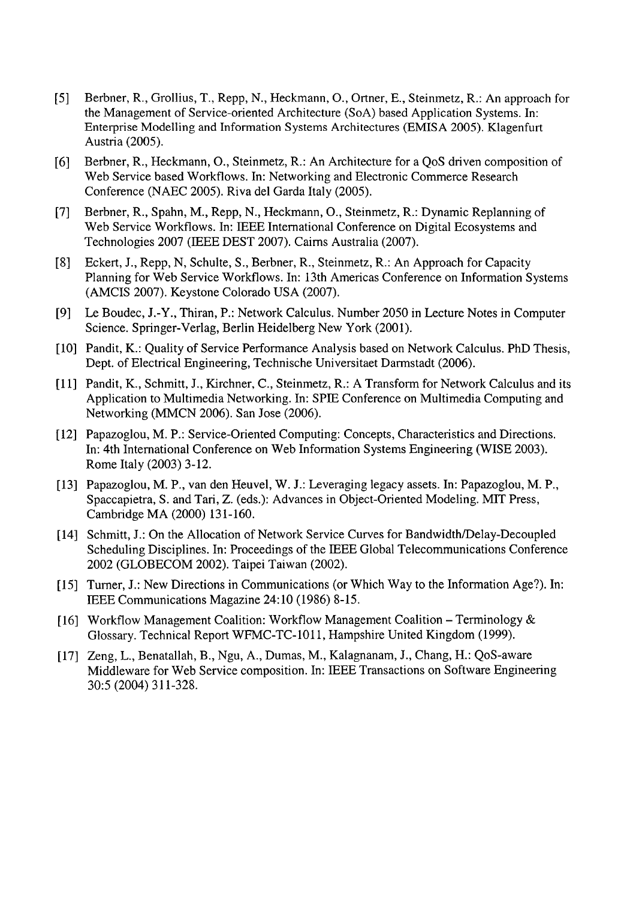[5] Berbner, R., Grollius, T., Repp, N., Heckmann, O., Ortner, E., Steinmetz, R.: An approach for the Management of Service-oriented Architecture (SoA) based Application Systems. In: Enterprise Modelling and Information Systems Architectures (EMISA 2005). Klagenfurt Austria (2005).

[6] Berbner, R., Heckmann, O., Steinmetz, R.: An Architecture for a QoS driven composition of Web Service based Workflows. In: Networking and Electronic Commerce Research Conference (NAEC 2005). Riva del Garda Italy (2005).

[7] Berbner, R., Spahn, M., Repp, N., Heckmann, O., Steinmetz, R.: Dynamic Replanning of Web Service Workflows. In: IEEE International Conference on Digital Ecosystems and Technologies 2007 (IEEE DEST 2007). Cairns Australia (2007).

[8] Eckert, J., Repp, N, Schulte, S., Berbner, R., Steinmetz, R.: An Approach for Capacity Planning for Web Service Workflows. In: 13th Americas Conference on Information Systems (AMCIS 2007). Keystone Colorado USA (2007).

[9] Le Boudec, J.-Y., Thiran, P.: Network Calculus. Number 2050 in Lecture Notes in Computer Science. Springer-Verlag, Berlin Heidelberg New York (2001).

[10] Pandit, K.: Quality of Service Performance Analysis based on Network Calculus. PhD Thesis, Dept. of Electrical Engineering, Technische Universitaet Darmstadt (2006).

[11] Pandit, K., Schmitt, J., Kirchner, C., Steinmetz, R.: A Transform for Network Calculus and its Application to Multimedia Networking. In: SPIE Conference on Multimedia Computing and Networking (MMCN 2006). San Jose (2006).

[12] Papazoglou, M. P.: Service-Oriented Computing: Concepts, Characteristics and Directions. In: 4th International Conference on Web Information Systems Engineering (WISE 2003). Rome Italy (2003) 3-12.

[13] Papazoglou, M. P., van den Heuvel, W. J.: Leveraging legacy assets. In: Papazoglou, M. P., Spaccapietra, S. and Tari, Z. (eds.): Advances in Object-Oriented Modeling. MIT Press, Cambridge MA (2000) 131-160.

[14] Schmitt, J.: On the Allocation of Network Service Curves for Bandwidth/Delay-Decoupled Scheduling Disciplines. In: Proceedings of the IEEE Global Telecommunications Conference 2002 (GLOBECOM 2002). Taipei Taiwan (2002).

[15] Turner, J.: New Directions in Communications (or Which Way to the Information Age?). In: IEEE Communications Magazine 24:10 (1986) 8-15.

[16] Workflow Management Coalition: Workflow Management Coalition – Terminology & Glossary. Technical Report WFMC-TC-1011, Hampshire United Kingdom (1999).

[17] Zeng, L., Benatallah, B., Ngu, A., Dumas, M., Kalagnanam, J., Chang, H.: QoS-aware Middleware for Web Service composition. In: IEEE Transactions on Software Engineering 30:5 (2004) 311-328.